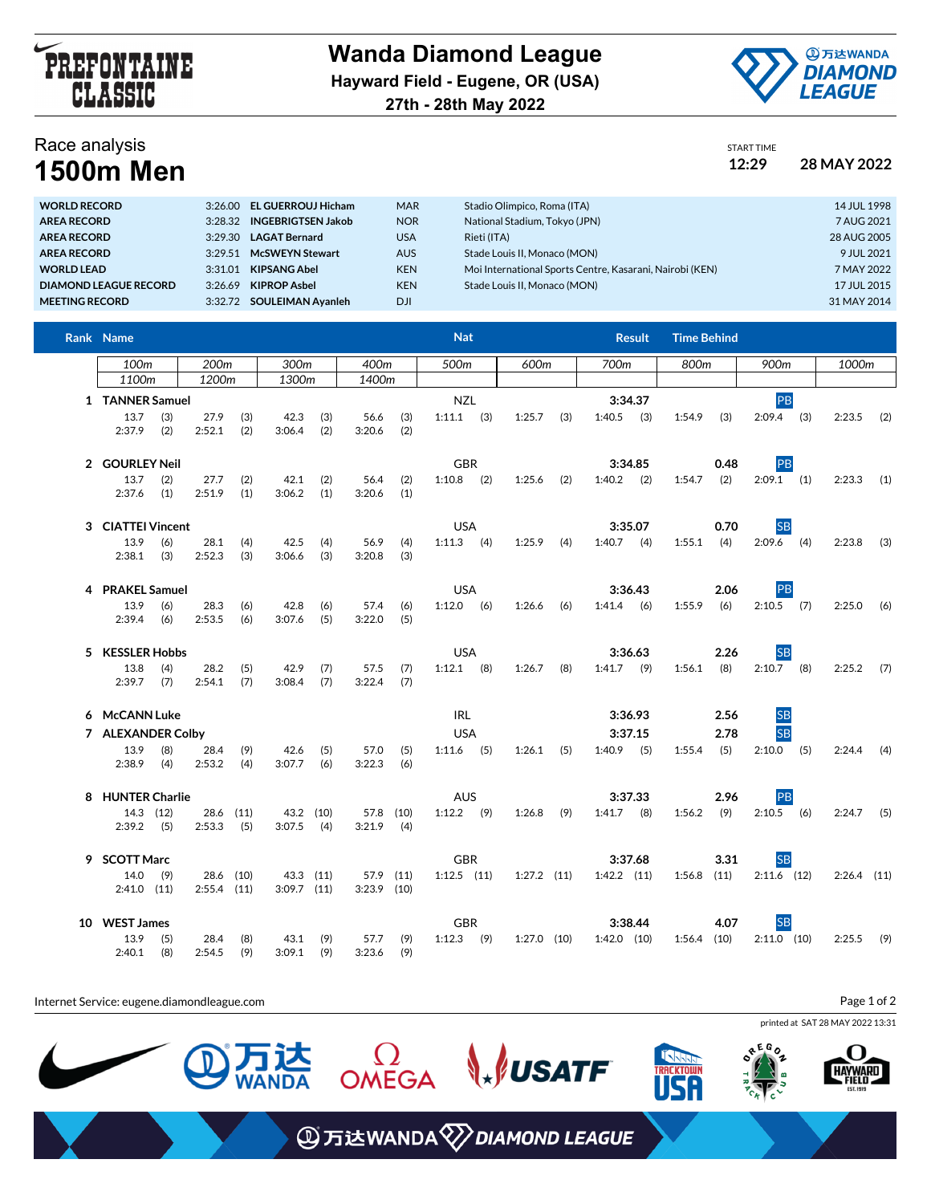PREFONTAINE CLASSIC

# Wanda Diamond League

**Hayward Field - Eugene, OR (USA)**

**27th - 28th May 2022**

## Race analysis

# 1500m Men

START TIME **12:29** **28 MAY 2022**

| | | | | | |
|---|---|---|---|---|---|
| WORLD RECORD | 3:26.00 | EL GUERROUJ Hicham | MAR | Stadio Olimpico, Roma (ITA) | 14 JUL 1998 |
| AREA RECORD | 3:28.32 | INGEBRIGTSEN Jakob | NOR | National Stadium, Tokyo (JPN) | 7 AUG 2021 |
| AREA RECORD | 3:29.30 | LAGAT Bernard | USA | Rieti (ITA) | 28 AUG 2005 |
| AREA RECORD | 3:29.51 | McSWEYN Stewart | AUS | Stade Louis II, Monaco (MON) | 9 JUL 2021 |
| WORLD LEAD | 3:31.01 | KIPSANG Abel | KEN | Moi International Sports Centre, Kasarani, Nairobi (KEN) | 7 MAY 2022 |
| DIAMOND LEAGUE RECORD | 3:26.69 | KIPROP Asbel | KEN | Stade Louis II, Monaco (MON) | 17 JUL 2015 |
| MEETING RECORD | 3:32.72 | SOULEIMAN Ayanleh | DJI | | 31 MAY 2014 |

| Rank | Name | Nat | Result | Time Behind | |
|---|---|---|---|---|---|
| 1 | TANNER Samuel | NZL | 3:34.37 | | PB |
| 2 | GOURLEY Neil | GBR | 3:34.85 | 0.48 | PB |
| 3 | CIATTEI Vincent | USA | 3:35.07 | 0.70 | SB |
| 4 | PRAKEL Samuel | USA | 3:36.43 | 2.06 | PB |
| 5 | KESSLER Hobbs | USA | 3:36.63 | 2.26 | SB |
| 6 | McCANN Luke | IRL | 3:36.93 | 2.56 | SB |
| 7 | ALEXANDER Colby | USA | 3:37.15 | 2.78 | SB |
| 8 | HUNTER Charlie | AUS | 3:37.33 | 2.96 | PB |
| 9 | SCOTT Marc | GBR | 3:37.68 | 3.31 | SB |
| 10 | WEST James | GBR | 3:38.44 | 4.07 | SB |

| Rank | Name | 100m | 200m | 300m | 400m | 500m | 600m | 700m | 800m | 900m | 1000m | 1100m | 1200m | 1300m | 1400m |
|---|---|---|---|---|---|---|---|---|---|---|---|---|---|---|---|
| 1 | TANNER Samuel | 13.7 (3) | 27.9 (3) | 42.3 (3) | 56.6 (3) | 1:11.1 (3) | 1:25.7 (3) | 1:40.5 (3) | 1:54.9 (3) | 2:09.4 (3) | 2:23.5 (2) | 2:37.9 (2) | 2:52.1 (2) | 3:06.4 (2) | 3:20.6 (2) |
| 2 | GOURLEY Neil | 13.7 (2) | 27.7 (2) | 42.1 (2) | 56.4 (2) | 1:10.8 (2) | 1:25.6 (2) | 1:40.2 (2) | 1:54.7 (2) | 2:09.1 (1) | 2:23.3 (1) | 2:37.6 (1) | 2:51.9 (1) | 3:06.2 (1) | 3:20.6 (1) |
| 3 | CIATTEI Vincent | 13.9 (6) | 28.1 (4) | 42.5 (4) | 56.9 (4) | 1:11.3 (4) | 1:25.9 (4) | 1:40.7 (4) | 1:55.1 (4) | 2:09.6 (4) | 2:23.8 (3) | 2:38.1 (3) | 2:52.3 (3) | 3:06.6 (3) | 3:20.8 (3) |
| 4 | PRAKEL Samuel | 13.9 (6) | 28.3 (6) | 42.8 (6) | 57.4 (6) | 1:12.0 (6) | 1:26.6 (6) | 1:41.4 (6) | 1:55.9 (6) | 2:10.5 (7) | 2:25.0 (6) | 2:39.4 (6) | 2:53.5 (6) | 3:07.6 (5) | 3:22.0 (5) |
| 5 | KESSLER Hobbs | 13.8 (4) | 28.2 (5) | 42.9 (7) | 57.5 (7) | 1:12.1 (8) | 1:26.7 (8) | 1:41.7 (9) | 1:56.1 (8) | 2:10.7 (8) | 2:25.2 (7) | 2:39.7 (7) | 2:54.1 (7) | 3:08.4 (7) | 3:22.4 (7) |
| 6 | McCANN Luke | | | | | | | | | | | | | | |
| 7 | ALEXANDER Colby | 13.9 (8) | 28.4 (9) | 42.6 (5) | 57.0 (5) | 1:11.6 (5) | 1:26.1 (5) | 1:40.9 (5) | 1:55.4 (5) | 2:10.0 (5) | 2:24.4 (4) | 2:38.9 (4) | 2:53.2 (4) | 3:07.7 (6) | 3:22.3 (6) |
| 8 | HUNTER Charlie | 14.3 (12) | 28.6 (11) | 43.2 (10) | 57.8 (10) | 1:12.2 (9) | 1:26.8 (9) | 1:41.7 (8) | 1:56.2 (9) | 2:10.5 (6) | 2:24.7 (5) | 2:39.2 (5) | 2:53.3 (5) | 3:07.5 (4) | 3:21.9 (4) |
| 9 | SCOTT Marc | 14.0 (9) | 28.6 (10) | 43.3 (11) | 57.9 (11) | 1:12.5 (11) | 1:27.2 (11) | 1:42.2 (11) | 1:56.8 (11) | 2:11.6 (12) | 2:26.4 (11) | 2:41.0 (11) | 2:55.4 (11) | 3:09.7 (11) | 3:23.9 (10) |
| 10 | WEST James | 13.9 (5) | 28.4 (8) | 43.1 (9) | 57.7 (9) | 1:12.3 (9) | 1:27.0 (10) | 1:42.0 (10) | 1:56.4 (10) | 2:11.0 (10) | 2:25.5 (9) | 2:40.1 (8) | 2:54.5 (9) | 3:09.1 (9) | 3:23.6 (9) |

Internet Service: eugene.diamondleague.com

printed at SAT 28 MAY 2022 13:31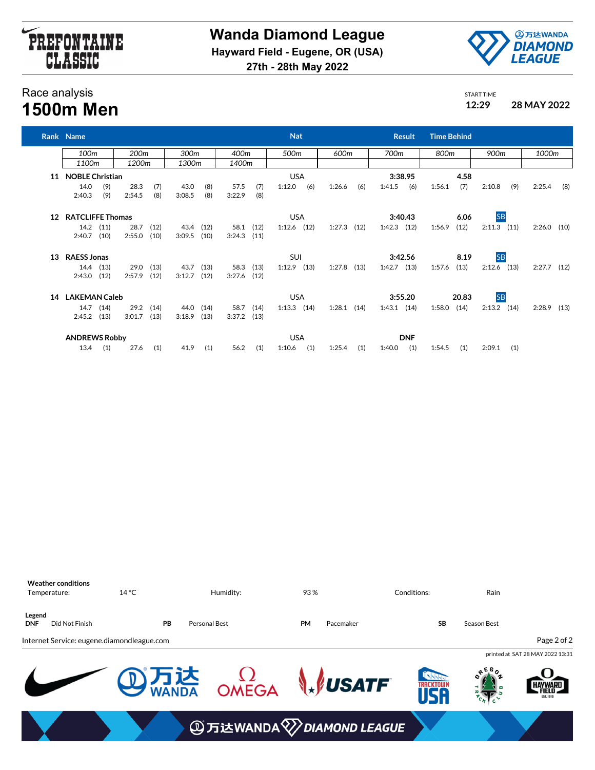# Wanda Diamond League

**Hayward Field - Eugene, OR (USA)**

**27th - 28th May 2022**

Race analysis

# 1500m Men

START TIME **12:29** **28 MAY 2022**

| Rank | Name | Nat | Result | Time Behind | |
|---|---|---|---|---|---|
| 11 | NOBLE Christian | USA | 3:38.95 | 4.58 | |
| 12 | RATCLIFFE Thomas | USA | 3:40.43 | 6.06 | SB |
| 13 | RAESS Jonas | SUI | 3:42.56 | 8.19 | SB |
| 14 | LAKEMAN Caleb | USA | 3:55.20 | 20.83 | SB |
| | ANDREWS Robby | USA | DNF | | |

| Name | 100m | 200m | 300m | 400m | 500m | 600m | 700m | 800m | 900m | 1000m | 1100m | 1200m | 1300m | 1400m |
|---|---|---|---|---|---|---|---|---|---|---|---|---|---|---|
| NOBLE Christian | 14.0 (9) | 28.3 (7) | 43.0 (8) | 57.5 (7) | 1:12.0 (6) | 1:26.6 (6) | 1:41.5 (6) | 1:56.1 (7) | 2:10.8 (9) | 2:25.4 (8) | 2:40.3 (9) | 2:54.5 (8) | 3:08.5 (8) | 3:22.9 (8) |
| RATCLIFFE Thomas | 14.2 (11) | 28.7 (12) | 43.4 (12) | 58.1 (12) | 1:12.6 (12) | 1:27.3 (12) | 1:42.3 (12) | 1:56.9 (12) | 2:11.3 (11) | 2:26.0 (10) | 2:40.7 (10) | 2:55.0 (10) | 3:09.5 (10) | 3:24.3 (11) |
| RAESS Jonas | 14.4 (13) | 29.0 (13) | 43.7 (13) | 58.3 (13) | 1:12.9 (13) | 1:27.8 (13) | 1:42.7 (13) | 1:57.6 (13) | 2:12.6 (13) | 2:27.7 (12) | 2:43.0 (12) | 2:57.9 (12) | 3:12.7 (12) | 3:27.6 (12) |
| LAKEMAN Caleb | 14.7 (14) | 29.2 (14) | 44.0 (14) | 58.7 (14) | 1:13.3 (14) | 1:28.1 (14) | 1:43.1 (14) | 1:58.0 (14) | 2:13.2 (14) | 2:28.9 (13) | 2:45.2 (13) | 3:01.7 (13) | 3:18.9 (13) | 3:37.2 (13) |
| ANDREWS Robby | 13.4 (1) | 27.6 (1) | 41.9 (1) | 56.2 (1) | 1:10.6 (1) | 1:25.4 (1) | 1:40.0 (1) | 1:54.5 (1) | 2:09.1 (1) | | | | | |

**Weather conditions**

Temperature: 14 °C — Humidity: 93 % — Conditions: Rain

**Legend**

**DNF** Did Not Finish — **PB** Personal Best — **PM** Pacemaker — **SB** Season Best

Internet Service: eugene.diamondleague.com

printed at SAT 28 MAY 2022 13:31